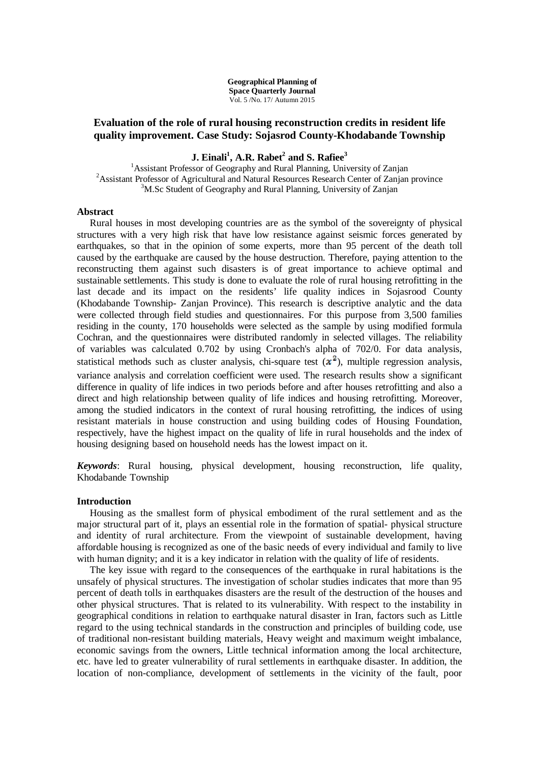**Geographical Planning of Space Quarterly Journal**
Vol. 5 /No. 17/ Autumn 2015

# Evaluation of the role of rural housing reconstruction credits in resident life quality improvement. Case Study: Sojasrod County-Khodabande Township

**J. Einali[1], A.R. Rabet[2] and S. Rafiee[3]**

[1]Assistant Professor of Geography and Rural Planning, University of Zanjan
[2]Assistant Professor of Agricultural and Natural Resources Research Center of Zanjan province
[3]M.Sc Student of Geography and Rural Planning, University of Zanjan

### Abstract

Rural houses in most developing countries are as the symbol of the sovereignty of physical structures with a very high risk that have low resistance against seismic forces generated by earthquakes, so that in the opinion of some experts, more than 95 percent of the death toll caused by the earthquake are caused by the house destruction. Therefore, paying attention to the reconstructing them against such disasters is of great importance to achieve optimal and sustainable settlements. This study is done to evaluate the role of rural housing retrofitting in the last decade and its impact on the residents' life quality indices in Sojasrood County (Khodabande Township- Zanjan Province). This research is descriptive analytic and the data were collected through field studies and questionnaires. For this purpose from 3,500 families residing in the county, 170 households were selected as the sample by using modified formula Cochran, and the questionnaires were distributed randomly in selected villages. The reliability of variables was calculated 0.702 by using Cronbach's alpha of 702/0. For data analysis, statistical methods such as cluster analysis, chi-square test ($x^2$), multiple regression analysis, variance analysis and correlation coefficient were used. The research results show a significant difference in quality of life indices in two periods before and after houses retrofitting and also a direct and high relationship between quality of life indices and housing retrofitting. Moreover, among the studied indicators in the context of rural housing retrofitting, the indices of using resistant materials in house construction and using building codes of Housing Foundation, respectively, have the highest impact on the quality of life in rural households and the index of housing designing based on household needs has the lowest impact on it.

***Keywords***: Rural housing, physical development, housing reconstruction, life quality, Khodabande Township

### Introduction

Housing as the smallest form of physical embodiment of the rural settlement and as the major structural part of it, plays an essential role in the formation of spatial- physical structure and identity of rural architecture. From the viewpoint of sustainable development, having affordable housing is recognized as one of the basic needs of every individual and family to live with human dignity; and it is a key indicator in relation with the quality of life of residents.

The key issue with regard to the consequences of the earthquake in rural habitations is the unsafely of physical structures. The investigation of scholar studies indicates that more than 95 percent of death tolls in earthquakes disasters are the result of the destruction of the houses and other physical structures. That is related to its vulnerability. With respect to the instability in geographical conditions in relation to earthquake natural disaster in Iran, factors such as Little regard to the using technical standards in the construction and principles of building code, use of traditional non-resistant building materials, Heavy weight and maximum weight imbalance, economic savings from the owners, Little technical information among the local architecture, etc. have led to greater vulnerability of rural settlements in earthquake disaster. In addition, the location of non-compliance, development of settlements in the vicinity of the fault, poor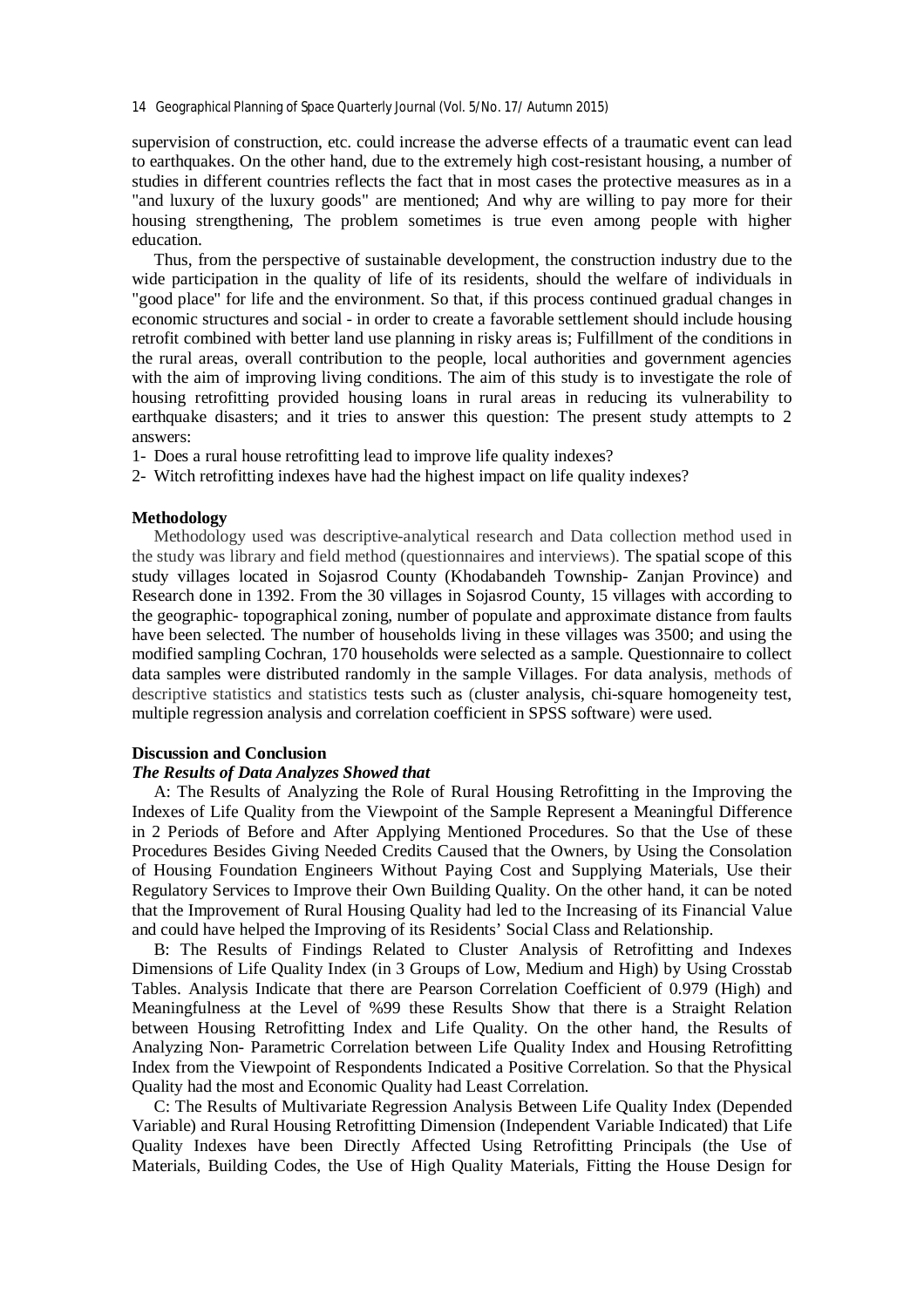supervision of construction, etc. could increase the adverse effects of a traumatic event can lead to earthquakes. On the other hand, due to the extremely high cost-resistant housing, a number of studies in different countries reflects the fact that in most cases the protective measures as in a "and luxury of the luxury goods" are mentioned; And why are willing to pay more for their housing strengthening, The problem sometimes is true even among people with higher education.

Thus, from the perspective of sustainable development, the construction industry due to the wide participation in the quality of life of its residents, should the welfare of individuals in "good place" for life and the environment. So that, if this process continued gradual changes in economic structures and social - in order to create a favorable settlement should include housing retrofit combined with better land use planning in risky areas is; Fulfillment of the conditions in the rural areas, overall contribution to the people, local authorities and government agencies with the aim of improving living conditions. The aim of this study is to investigate the role of housing retrofitting provided housing loans in rural areas in reducing its vulnerability to earthquake disasters; and it tries to answer this question: The present study attempts to 2 answers:

1- Does a rural house retrofitting lead to improve life quality indexes?
2- Witch retrofitting indexes have had the highest impact on life quality indexes?

**Methodology**

Methodology used was descriptive-analytical research and Data collection method used in the study was library and field method (questionnaires and interviews). The spatial scope of this study villages located in Sojasrod County (Khodabandeh Township- Zanjan Province) and Research done in 1392. From the 30 villages in Sojasrod County, 15 villages with according to the geographic- topographical zoning, number of populate and approximate distance from faults have been selected. The number of households living in these villages was 3500; and using the modified sampling Cochran, 170 households were selected as a sample. Questionnaire to collect data samples were distributed randomly in the sample Villages. For data analysis, methods of descriptive statistics and statistics tests such as (cluster analysis, chi-square homogeneity test, multiple regression analysis and correlation coefficient in SPSS software) were used.

**Discussion and Conclusion**

***The Results of Data Analyzes Showed that***

A: The Results of Analyzing the Role of Rural Housing Retrofitting in the Improving the Indexes of Life Quality from the Viewpoint of the Sample Represent a Meaningful Difference in 2 Periods of Before and After Applying Mentioned Procedures. So that the Use of these Procedures Besides Giving Needed Credits Caused that the Owners, by Using the Consolation of Housing Foundation Engineers Without Paying Cost and Supplying Materials, Use their Regulatory Services to Improve their Own Building Quality. On the other hand, it can be noted that the Improvement of Rural Housing Quality had led to the Increasing of its Financial Value and could have helped the Improving of its Residents' Social Class and Relationship.

B: The Results of Findings Related to Cluster Analysis of Retrofitting and Indexes Dimensions of Life Quality Index (in 3 Groups of Low, Medium and High) by Using Crosstab Tables. Analysis Indicate that there are Pearson Correlation Coefficient of 0.979 (High) and Meaningfulness at the Level of %99 these Results Show that there is a Straight Relation between Housing Retrofitting Index and Life Quality. On the other hand, the Results of Analyzing Non- Parametric Correlation between Life Quality Index and Housing Retrofitting Index from the Viewpoint of Respondents Indicated a Positive Correlation. So that the Physical Quality had the most and Economic Quality had Least Correlation.

C: The Results of Multivariate Regression Analysis Between Life Quality Index (Depended Variable) and Rural Housing Retrofitting Dimension (Independent Variable Indicated) that Life Quality Indexes have been Directly Affected Using Retrofitting Principals (the Use of Materials, Building Codes, the Use of High Quality Materials, Fitting the House Design for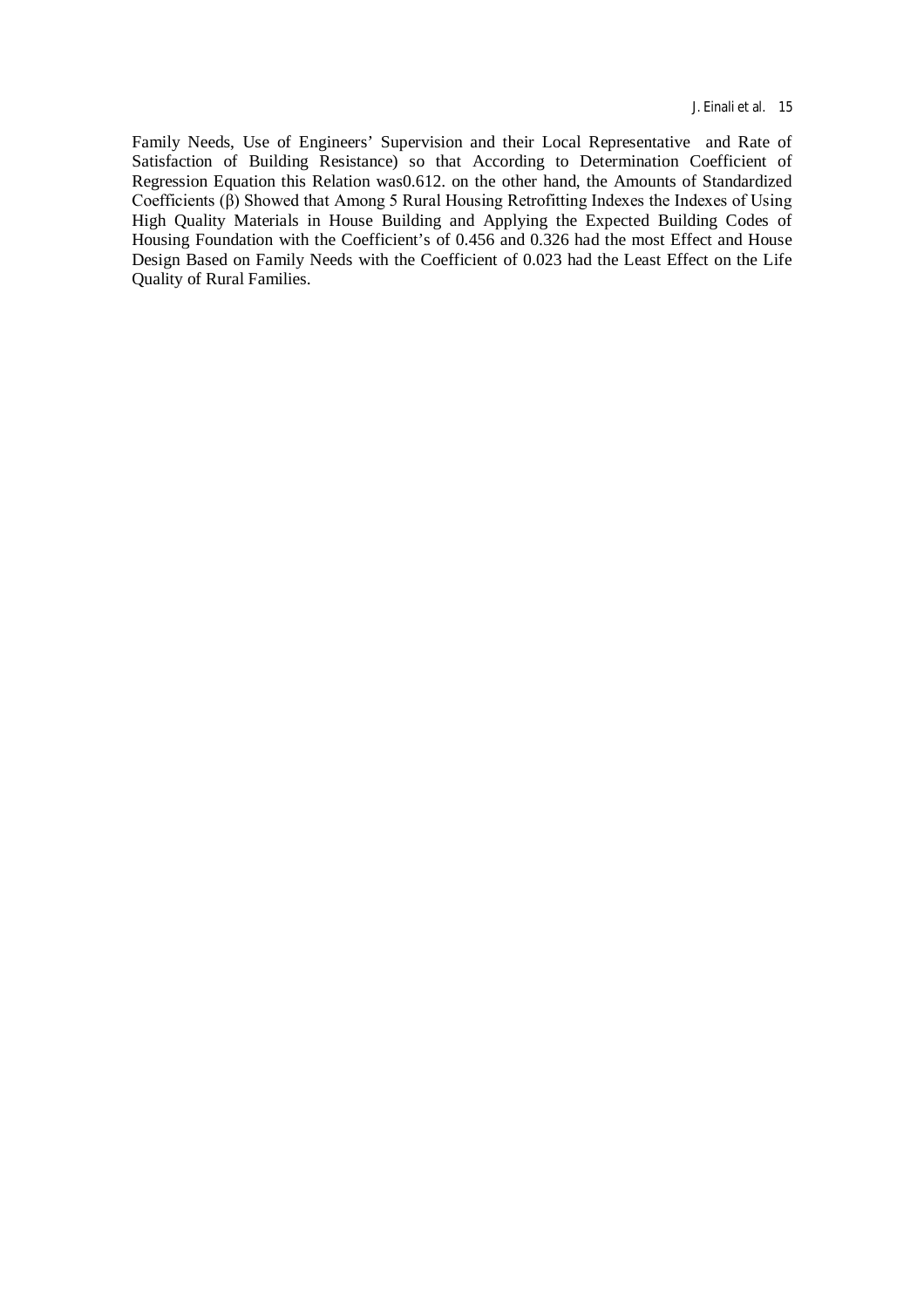Family Needs, Use of Engineers' Supervision and their Local Representative and Rate of Satisfaction of Building Resistance) so that According to Determination Coefficient of Regression Equation this Relation was0.612. on the other hand, the Amounts of Standardized Coefficients (β) Showed that Among 5 Rural Housing Retrofitting Indexes the Indexes of Using High Quality Materials in House Building and Applying the Expected Building Codes of Housing Foundation with the Coefficient's of 0.456 and 0.326 had the most Effect and House Design Based on Family Needs with the Coefficient of 0.023 had the Least Effect on the Life Quality of Rural Families.